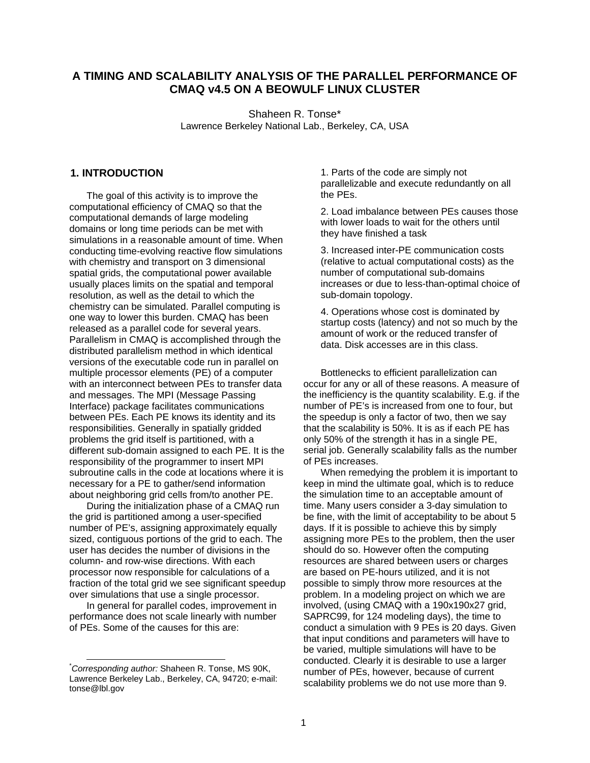# A TIMING AND SCALABILITY ANALYSIS OF THE PARALLEL PERFORMANCE OF CMAQ v4.5 ON A BEOWULF LINUX CLUSTER

Shaheen R. Tonse*
Lawrence Berkeley National Lab., Berkeley, CA, USA

## 1. INTRODUCTION

The goal of this activity is to improve the computational efficiency of CMAQ so that the computational demands of large modeling domains or long time periods can be met with simulations in a reasonable amount of time. When conducting time-evolving reactive flow simulations with chemistry and transport on 3 dimensional spatial grids, the computational power available usually places limits on the spatial and temporal resolution, as well as the detail to which the chemistry can be simulated. Parallel computing is one way to lower this burden. CMAQ has been released as a parallel code for several years. Parallelism in CMAQ is accomplished through the distributed parallelism method in which identical versions of the executable code run in parallel on multiple processor elements (PE) of a computer with an interconnect between PEs to transfer data and messages. The MPI (Message Passing Interface) package facilitates communications between PEs. Each PE knows its identity and its responsibilities. Generally in spatially gridded problems the grid itself is partitioned, with a different sub-domain assigned to each PE. It is the responsibility of the programmer to insert MPI subroutine calls in the code at locations where it is necessary for a PE to gather/send information about neighboring grid cells from/to another PE.

During the initialization phase of a CMAQ run the grid is partitioned among a user-specified number of PE's, assigning approximately equally sized, contiguous portions of the grid to each. The user has decides the number of divisions in the column- and row-wise directions. With each processor now responsible for calculations of a fraction of the total grid we see significant speedup over simulations that use a single processor.

In general for parallel codes, improvement in performance does not scale linearly with number of PEs. Some of the causes for this are:

1. Parts of the code are simply not parallelizable and execute redundantly on all the PEs.

2. Load imbalance between PEs causes those with lower loads to wait for the others until they have finished a task

3. Increased inter-PE communication costs (relative to actual computational costs) as the number of computational sub-domains increases or due to less-than-optimal choice of sub-domain topology.

4. Operations whose cost is dominated by startup costs (latency) and not so much by the amount of work or the reduced transfer of data. Disk accesses are in this class.

Bottlenecks to efficient parallelization can occur for any or all of these reasons. A measure of the inefficiency is the quantity scalability. E.g. if the number of PE's is increased from one to four, but the speedup is only a factor of two, then we say that the scalability is 50%. It is as if each PE has only 50% of the strength it has in a single PE, serial job. Generally scalability falls as the number of PEs increases.

When remedying the problem it is important to keep in mind the ultimate goal, which is to reduce the simulation time to an acceptable amount of time. Many users consider a 3-day simulation to be fine, with the limit of acceptability to be about 5 days. If it is possible to achieve this by simply assigning more PEs to the problem, then the user should do so. However often the computing resources are shared between users or charges are based on PE-hours utilized, and it is not possible to simply throw more resources at the problem. In a modeling project on which we are involved, (using CMAQ with a 190x190x27 grid, SAPRC99, for 124 modeling days), the time to conduct a simulation with 9 PEs is 20 days. Given that input conditions and parameters will have to be varied, multiple simulations will have to be conducted. Clearly it is desirable to use a larger number of PEs, however, because of current scalability problems we do not use more than 9.

---

*\*Corresponding author:* Shaheen R. Tonse, MS 90K, Lawrence Berkeley Lab., Berkeley, CA, 94720; e-mail: tonse@lbl.gov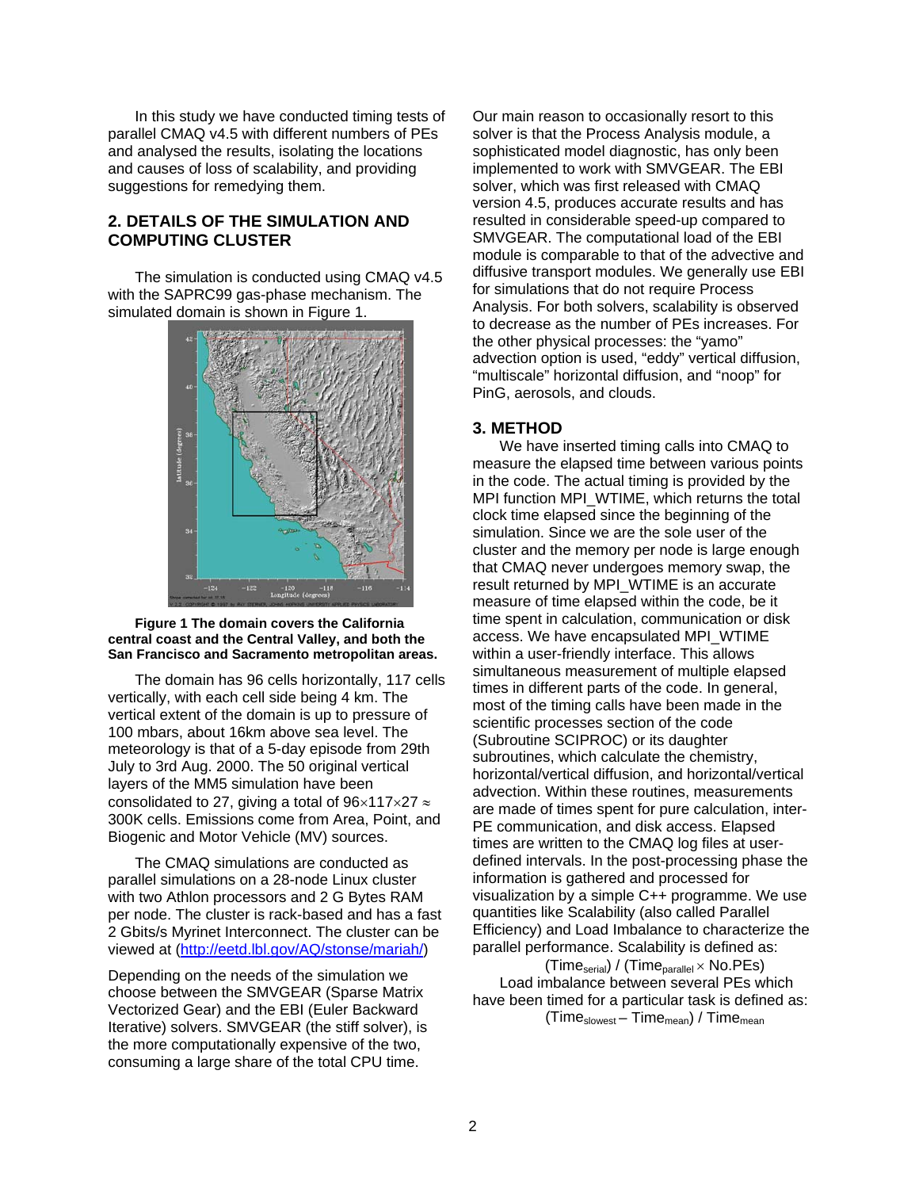In this study we have conducted timing tests of parallel CMAQ v4.5 with different numbers of PEs and analysed the results, isolating the locations and causes of loss of scalability, and providing suggestions for remedying them.

## 2. DETAILS OF THE SIMULATION AND COMPUTING CLUSTER

The simulation is conducted using CMAQ v4.5 with the SAPRC99 gas-phase mechanism. The simulated domain is shown in Figure 1.

**Figure 1 The domain covers the California central coast and the Central Valley, and both the San Francisco and Sacramento metropolitan areas.**

The domain has 96 cells horizontally, 117 cells vertically, with each cell side being 4 km. The vertical extent of the domain is up to pressure of 100 mbars, about 16km above sea level. The meteorology is that of a 5-day episode from 29th July to 3rd Aug. 2000. The 50 original vertical layers of the MM5 simulation have been consolidated to 27, giving a total of $96 \times 117 \times 27 \approx$ 300K cells. Emissions come from Area, Point, and Biogenic and Motor Vehicle (MV) sources.

The CMAQ simulations are conducted as parallel simulations on a 28-node Linux cluster with two Athlon processors and 2 G Bytes RAM per node. The cluster is rack-based and has a fast 2 Gbits/s Myrinet Interconnect. The cluster can be viewed at (http://eetd.lbl.gov/AQ/stonse/mariah/)

Depending on the needs of the simulation we choose between the SMVGEAR (Sparse Matrix Vectorized Gear) and the EBI (Euler Backward Iterative) solvers. SMVGEAR (the stiff solver), is the more computationally expensive of the two, consuming a large share of the total CPU time. Our main reason to occasionally resort to this solver is that the Process Analysis module, a sophisticated model diagnostic, has only been implemented to work with SMVGEAR. The EBI solver, which was first released with CMAQ version 4.5, produces accurate results and has resulted in considerable speed-up compared to SMVGEAR. The computational load of the EBI module is comparable to that of the advective and diffusive transport modules. We generally use EBI for simulations that do not require Process Analysis. For both solvers, scalability is observed to decrease as the number of PEs increases. For the other physical processes: the "yamo" advection option is used, "eddy" vertical diffusion, "multiscale" horizontal diffusion, and "noop" for PinG, aerosols, and clouds.

## 3. METHOD

We have inserted timing calls into CMAQ to measure the elapsed time between various points in the code. The actual timing is provided by the MPI function MPI_WTIME, which returns the total clock time elapsed since the beginning of the simulation. Since we are the sole user of the cluster and the memory per node is large enough that CMAQ never undergoes memory swap, the result returned by MPI_WTIME is an accurate measure of time elapsed within the code, be it time spent in calculation, communication or disk access. We have encapsulated MPI_WTIME within a user-friendly interface. This allows simultaneous measurement of multiple elapsed times in different parts of the code. In general, most of the timing calls have been made in the scientific processes section of the code (Subroutine SCIPROC) or its daughter subroutines, which calculate the chemistry, horizontal/vertical diffusion, and horizontal/vertical advection. Within these routines, measurements are made of times spent for pure calculation, inter-PE communication, and disk access. Elapsed times are written to the CMAQ log files at user-defined intervals. In the post-processing phase the information is gathered and processed for visualization by a simple C++ programme. We use quantities like Scalability (also called Parallel Efficiency) and Load Imbalance to characterize the parallel performance. Scalability is defined as:

$$(\text{Time}_{\text{serial}}) / (\text{Time}_{\text{parallel}} \times \text{No.PEs})$$

Load imbalance between several PEs which have been timed for a particular task is defined as:

$$(\text{Time}_{\text{slowest}} - \text{Time}_{\text{mean}}) / \text{Time}_{\text{mean}}$$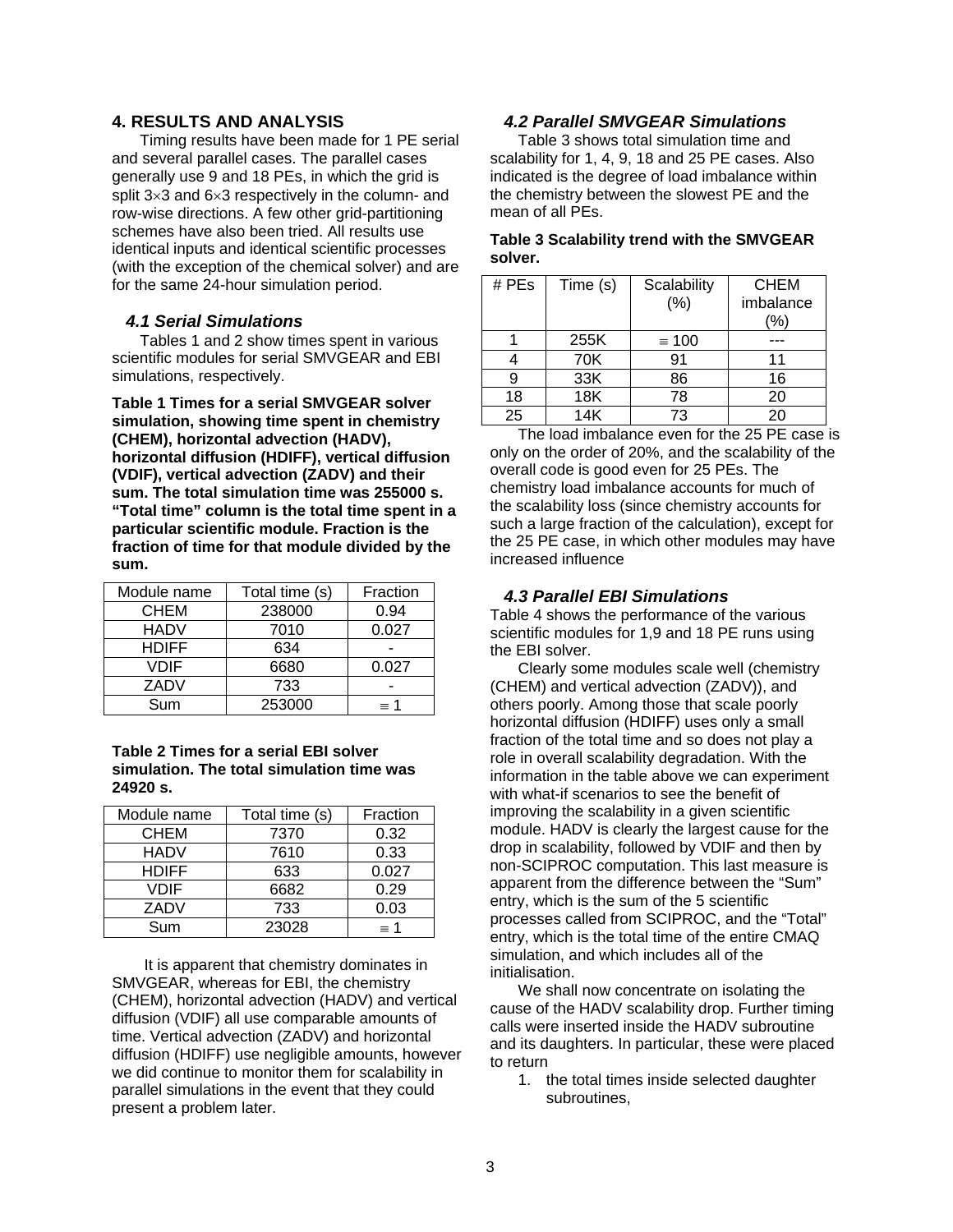## 4. RESULTS AND ANALYSIS

Timing results have been made for 1 PE serial and several parallel cases. The parallel cases generally use 9 and 18 PEs, in which the grid is split 3×3 and 6×3 respectively in the column- and row-wise directions. A few other grid-partitioning schemes have also been tried. All results use identical inputs and identical scientific processes (with the exception of the chemical solver) and are for the same 24-hour simulation period.

### 4.1 Serial Simulations

Tables 1 and 2 show times spent in various scientific modules for serial SMVGEAR and EBI simulations, respectively.

**Table 1 Times for a serial SMVGEAR solver simulation, showing time spent in chemistry (CHEM), horizontal advection (HADV), horizontal diffusion (HDIFF), vertical diffusion (VDIF), vertical advection (ZADV) and their sum. The total simulation time was 255000 s. "Total time" column is the total time spent in a particular scientific module. Fraction is the fraction of time for that module divided by the sum.**

| Module name | Total time (s) | Fraction |
|---|---|---|
| CHEM | 238000 | 0.94 |
| HADV | 7010 | 0.027 |
| HDIFF | 634 | - |
| VDIF | 6680 | 0.027 |
| ZADV | 733 | - |
| Sum | 253000 | ≡ 1 |

**Table 2 Times for a serial EBI solver simulation. The total simulation time was 24920 s.**

| Module name | Total time (s) | Fraction |
|---|---|---|
| CHEM | 7370 | 0.32 |
| HADV | 7610 | 0.33 |
| HDIFF | 633 | 0.027 |
| VDIF | 6682 | 0.29 |
| ZADV | 733 | 0.03 |
| Sum | 23028 | ≡ 1 |

It is apparent that chemistry dominates in SMVGEAR, whereas for EBI, the chemistry (CHEM), horizontal advection (HADV) and vertical diffusion (VDIF) all use comparable amounts of time. Vertical advection (ZADV) and horizontal diffusion (HDIFF) use negligible amounts, however we did continue to monitor them for scalability in parallel simulations in the event that they could present a problem later.

### 4.2 Parallel SMVGEAR Simulations

Table 3 shows total simulation time and scalability for 1, 4, 9, 18 and 25 PE cases. Also indicated is the degree of load imbalance within the chemistry between the slowest PE and the mean of all PEs.

**Table 3 Scalability trend with the SMVGEAR solver.**

| # PEs | Time (s) | Scalability (%) | CHEM imbalance (%) |
|---|---|---|---|
| 1 | 255K | ≡ 100 | --- |
| 4 | 70K | 91 | 11 |
| 9 | 33K | 86 | 16 |
| 18 | 18K | 78 | 20 |
| 25 | 14K | 73 | 20 |

The load imbalance even for the 25 PE case is only on the order of 20%, and the scalability of the overall code is good even for 25 PEs. The chemistry load imbalance accounts for much of the scalability loss (since chemistry accounts for such a large fraction of the calculation), except for the 25 PE case, in which other modules may have increased influence

### 4.3 Parallel EBI Simulations

Table 4 shows the performance of the various scientific modules for 1,9 and 18 PE runs using the EBI solver.

Clearly some modules scale well (chemistry (CHEM) and vertical advection (ZADV)), and others poorly. Among those that scale poorly horizontal diffusion (HDIFF) uses only a small fraction of the total time and so does not play a role in overall scalability degradation. With the information in the table above we can experiment with what-if scenarios to see the benefit of improving the scalability in a given scientific module. HADV is clearly the largest cause for the drop in scalability, followed by VDIF and then by non-SCIPROC computation. This last measure is apparent from the difference between the "Sum" entry, which is the sum of the 5 scientific processes called from SCIPROC, and the "Total" entry, which is the total time of the entire CMAQ simulation, and which includes all of the initialisation.

We shall now concentrate on isolating the cause of the HADV scalability drop. Further timing calls were inserted inside the HADV subroutine and its daughters. In particular, these were placed to return

1. the total times inside selected daughter subroutines,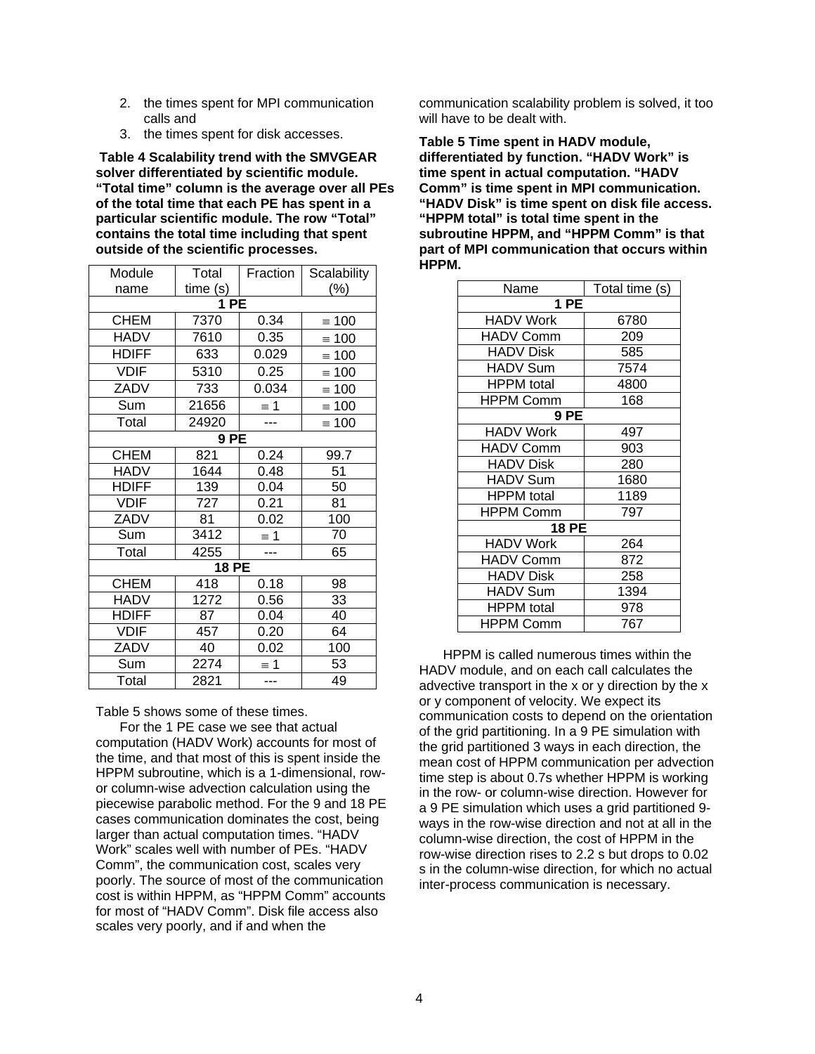2. the times spent for MPI communication calls and
3. the times spent for disk accesses.

**Table 4 Scalability trend with the SMVGEAR solver differentiated by scientific module. "Total time" column is the average over all PEs of the total time that each PE has spent in a particular scientific module. The row "Total" contains the total time including that spent outside of the scientific processes.**

| Module name | Total time (s) | Fraction | Scalability (%) |
|---|---|---|---|
| **1 PE** | | | |
| CHEM | 7370 | 0.34 | ≡ 100 |
| HADV | 7610 | 0.35 | ≡ 100 |
| HDIFF | 633 | 0.029 | ≡ 100 |
| VDIF | 5310 | 0.25 | ≡ 100 |
| ZADV | 733 | 0.034 | ≡ 100 |
| Sum | 21656 | ≡ 1 | ≡ 100 |
| Total | 24920 | --- | ≡ 100 |
| **9 PE** | | | |
| CHEM | 821 | 0.24 | 99.7 |
| HADV | 1644 | 0.48 | 51 |
| HDIFF | 139 | 0.04 | 50 |
| VDIF | 727 | 0.21 | 81 |
| ZADV | 81 | 0.02 | 100 |
| Sum | 3412 | ≡ 1 | 70 |
| Total | 4255 | --- | 65 |
| **18 PE** | | | |
| CHEM | 418 | 0.18 | 98 |
| HADV | 1272 | 0.56 | 33 |
| HDIFF | 87 | 0.04 | 40 |
| VDIF | 457 | 0.20 | 64 |
| ZADV | 40 | 0.02 | 100 |
| Sum | 2274 | ≡ 1 | 53 |
| Total | 2821 | --- | 49 |

Table 5 shows some of these times.

For the 1 PE case we see that actual computation (HADV Work) accounts for most of the time, and that most of this is spent inside the HPPM subroutine, which is a 1-dimensional, row- or column-wise advection calculation using the piecewise parabolic method. For the 9 and 18 PE cases communication dominates the cost, being larger than actual computation times. "HADV Work" scales well with number of PEs. "HADV Comm", the communication cost, scales very poorly. The source of most of the communication cost is within HPPM, as "HPPM Comm" accounts for most of "HADV Comm". Disk file access also scales very poorly, and if and when the communication scalability problem is solved, it too will have to be dealt with.

**Table 5 Time spent in HADV module, differentiated by function. "HADV Work" is time spent in actual computation. "HADV Comm" is time spent in MPI communication. "HADV Disk" is time spent on disk file access. "HPPM total" is total time spent in the subroutine HPPM, and "HPPM Comm" is that part of MPI communication that occurs within HPPM.**

| Name | Total time (s) |
|---|---|
| **1 PE** | |
| HADV Work | 6780 |
| HADV Comm | 209 |
| HADV Disk | 585 |
| HADV Sum | 7574 |
| HPPM total | 4800 |
| HPPM Comm | 168 |
| **9 PE** | |
| HADV Work | 497 |
| HADV Comm | 903 |
| HADV Disk | 280 |
| HADV Sum | 1680 |
| HPPM total | 1189 |
| HPPM Comm | 797 |
| **18 PE** | |
| HADV Work | 264 |
| HADV Comm | 872 |
| HADV Disk | 258 |
| HADV Sum | 1394 |
| HPPM total | 978 |
| HPPM Comm | 767 |

HPPM is called numerous times within the HADV module, and on each call calculates the advective transport in the x or y direction by the x or y component of velocity. We expect its communication costs to depend on the orientation of the grid partitioning. In a 9 PE simulation with the grid partitioned 3 ways in each direction, the mean cost of HPPM communication per advection time step is about 0.7s whether HPPM is working in the row- or column-wise direction. However for a 9 PE simulation which uses a grid partitioned 9-ways in the row-wise direction and not at all in the column-wise direction, the cost of HPPM in the row-wise direction rises to 2.2 s but drops to 0.02 s in the column-wise direction, for which no actual inter-process communication is necessary.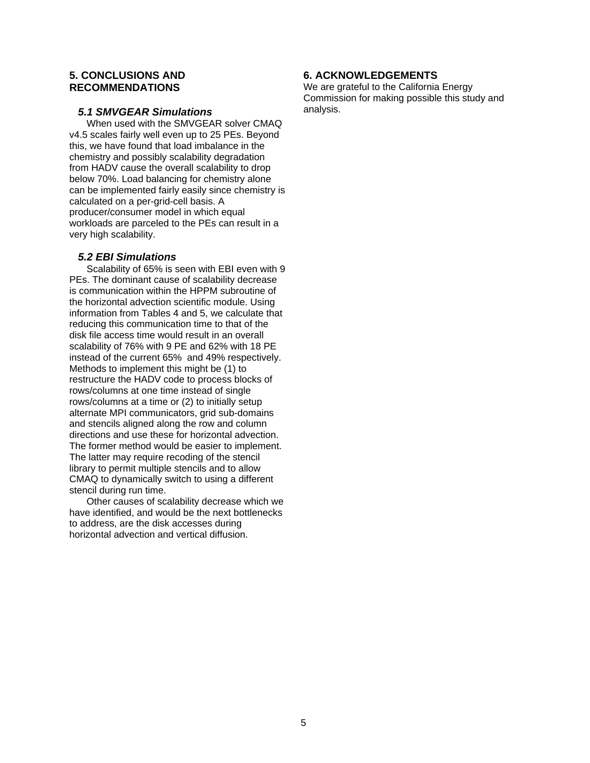## 5. CONCLUSIONS AND RECOMMENDATIONS

### *5.1 SMVGEAR Simulations*

When used with the SMVGEAR solver CMAQ v4.5 scales fairly well even up to 25 PEs. Beyond this, we have found that load imbalance in the chemistry and possibly scalability degradation from HADV cause the overall scalability to drop below 70%. Load balancing for chemistry alone can be implemented fairly easily since chemistry is calculated on a per-grid-cell basis. A producer/consumer model in which equal workloads are parceled to the PEs can result in a very high scalability.

### *5.2 EBI Simulations*

Scalability of 65% is seen with EBI even with 9 PEs. The dominant cause of scalability decrease is communication within the HPPM subroutine of the horizontal advection scientific module. Using information from Tables 4 and 5, we calculate that reducing this communication time to that of the disk file access time would result in an overall scalability of 76% with 9 PE and 62% with 18 PE instead of the current 65% and 49% respectively. Methods to implement this might be (1) to restructure the HADV code to process blocks of rows/columns at one time instead of single rows/columns at a time or (2) to initially setup alternate MPI communicators, grid sub-domains and stencils aligned along the row and column directions and use these for horizontal advection. The former method would be easier to implement. The latter may require recoding of the stencil library to permit multiple stencils and to allow CMAQ to dynamically switch to using a different stencil during run time.

Other causes of scalability decrease which we have identified, and would be the next bottlenecks to address, are the disk accesses during horizontal advection and vertical diffusion.

## 6. ACKNOWLEDGEMENTS

We are grateful to the California Energy Commission for making possible this study and analysis.